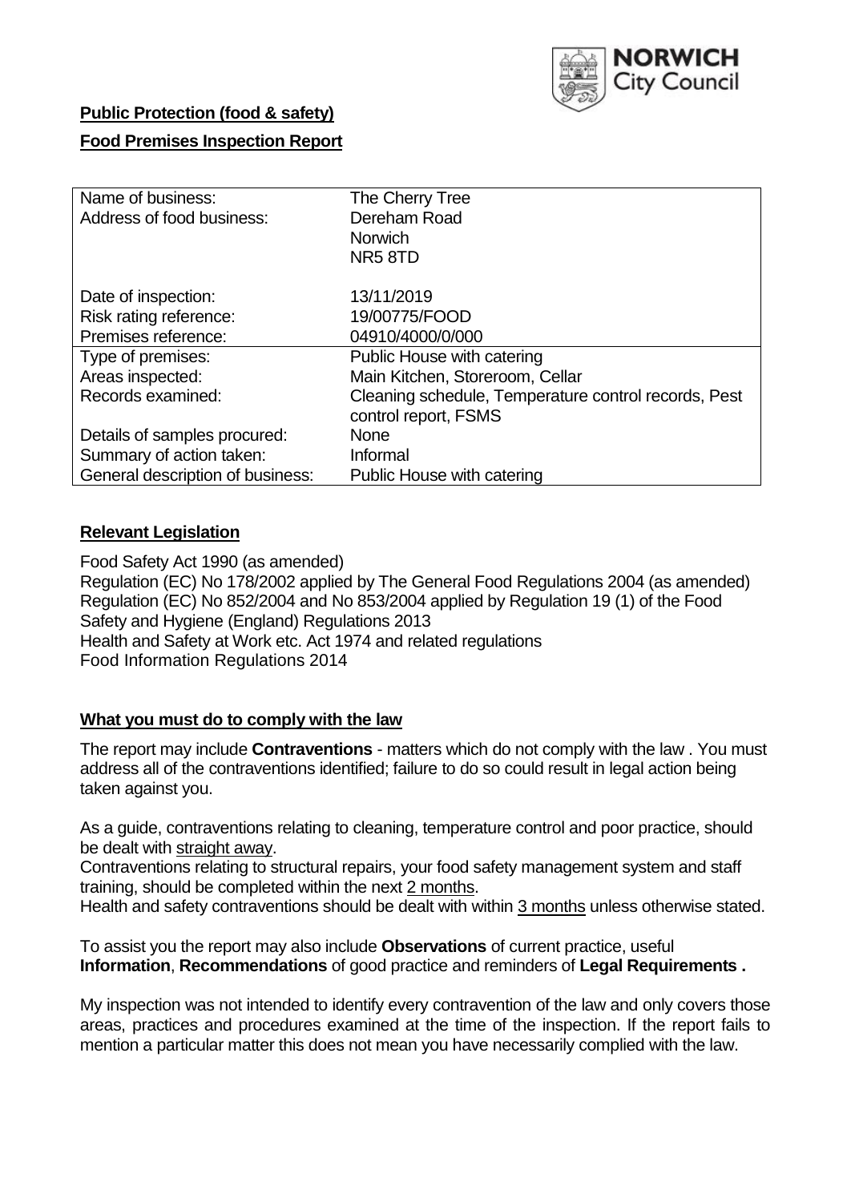**Public Protection (food & safety)**

**Food Premises Inspection Report**

| | |
|---|---|
| Name of business: | The Cherry Tree |
| Address of food business: | Dereham Road<br>Norwich<br>NR5 8TD |
| Date of inspection: | 13/11/2019 |
| Risk rating reference: | 19/00775/FOOD |
| Premises reference: | 04910/4000/0/000 |
| Type of premises: | Public House with catering |
| Areas inspected: | Main Kitchen, Storeroom, Cellar |
| Records examined: | Cleaning schedule, Temperature control records, Pest control report, FSMS |
| Details of samples procured: | None |
| Summary of action taken: | Informal |
| General description of business: | Public House with catering |

## **Relevant Legislation**

Food Safety Act 1990 (as amended)
Regulation (EC) No 178/2002 applied by The General Food Regulations 2004 (as amended)
Regulation (EC) No 852/2004 and No 853/2004 applied by Regulation 19 (1) of the Food Safety and Hygiene (England) Regulations 2013
Health and Safety at Work etc. Act 1974 and related regulations
Food Information Regulations 2014

## **What you must do to comply with the law**

The report may include **Contraventions** - matters which do not comply with the law . You must address all of the contraventions identified; failure to do so could result in legal action being taken against you.

As a guide, contraventions relating to cleaning, temperature control and poor practice, should be dealt with straight away.
Contraventions relating to structural repairs, your food safety management system and staff training, should be completed within the next 2 months.
Health and safety contraventions should be dealt with within 3 months unless otherwise stated.

To assist you the report may also include **Observations** of current practice, useful **Information**, **Recommendations** of good practice and reminders of **Legal Requirements .**

My inspection was not intended to identify every contravention of the law and only covers those areas, practices and procedures examined at the time of the inspection. If the report fails to mention a particular matter this does not mean you have necessarily complied with the law.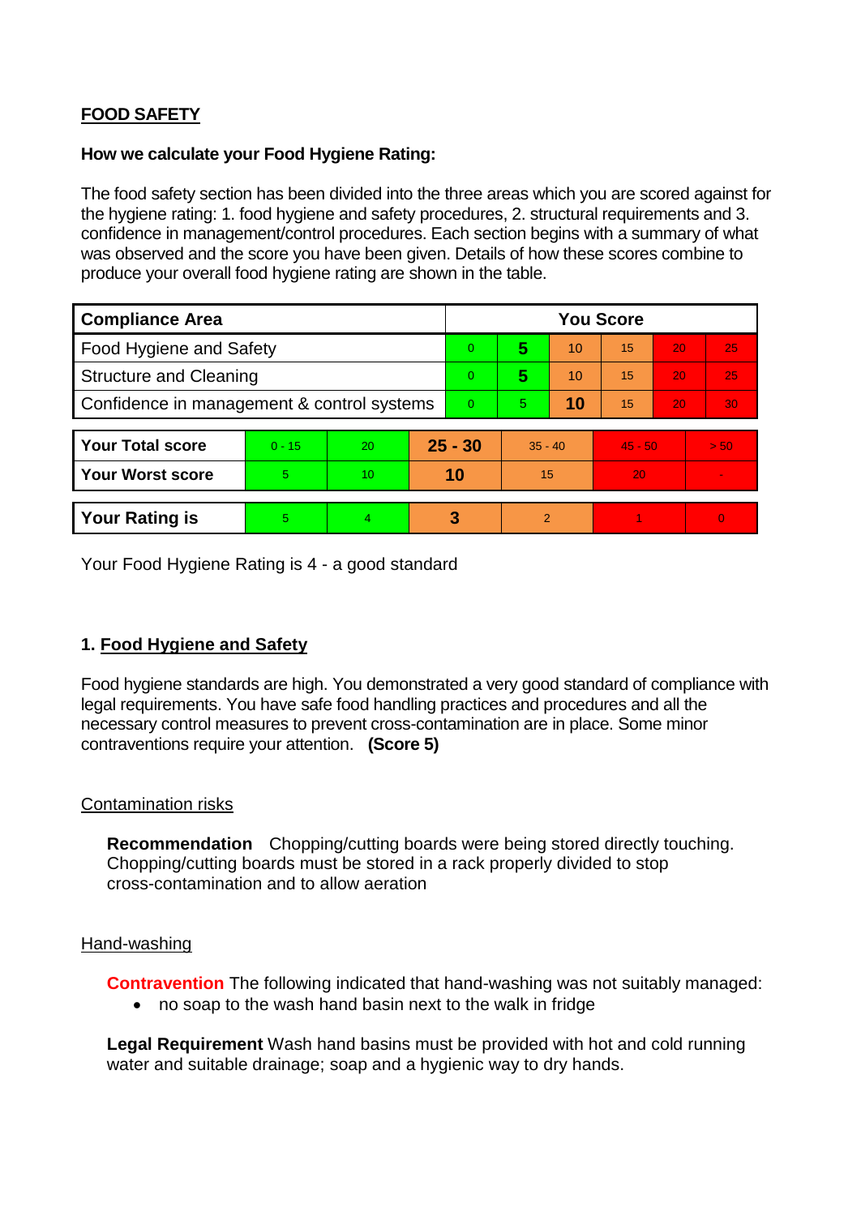## FOOD SAFETY

### How we calculate your Food Hygiene Rating:

The food safety section has been divided into the three areas which you are scored against for the hygiene rating: 1. food hygiene and safety procedures, 2. structural requirements and 3. confidence in management/control procedures. Each section begins with a summary of what was observed and the score you have been given. Details of how these scores combine to produce your overall food hygiene rating are shown in the table.

| Compliance Area | You Score | | | | | |
|---|---|---|---|---|---|---|
| Food Hygiene and Safety | 0 | **5** | 10 | 15 | 20 | 25 |
| Structure and Cleaning | 0 | **5** | 10 | 15 | 20 | 25 |
| Confidence in management & control systems | 0 | 5 | **10** | 15 | 20 | 30 |

| | | | | | | |
|---|---|---|---|---|---|---|
| **Your Total score** | 0 - 15 | 20 | **25 - 30** | 35 - 40 | 45 - 50 | > 50 |
| **Your Worst score** | 5 | 10 | **10** | 15 | 20 | - |

| | | | | | | |
|---|---|---|---|---|---|---|
| **Your Rating is** | 5 | 4 | **3** | 2 | 1 | 0 |

Your Food Hygiene Rating is 4 - a good standard

### 1. Food Hygiene and Safety

Food hygiene standards are high. You demonstrated a very good standard of compliance with legal requirements. You have safe food handling practices and procedures and all the necessary control measures to prevent cross-contamination are in place. Some minor contraventions require your attention. **(Score 5)**

#### Contamination risks

**Recommendation** Chopping/cutting boards were being stored directly touching. Chopping/cutting boards must be stored in a rack properly divided to stop cross-contamination and to allow aeration

#### Hand-washing

**Contravention** The following indicated that hand-washing was not suitably managed:

- no soap to the wash hand basin next to the walk in fridge

**Legal Requirement** Wash hand basins must be provided with hot and cold running water and suitable drainage; soap and a hygienic way to dry hands.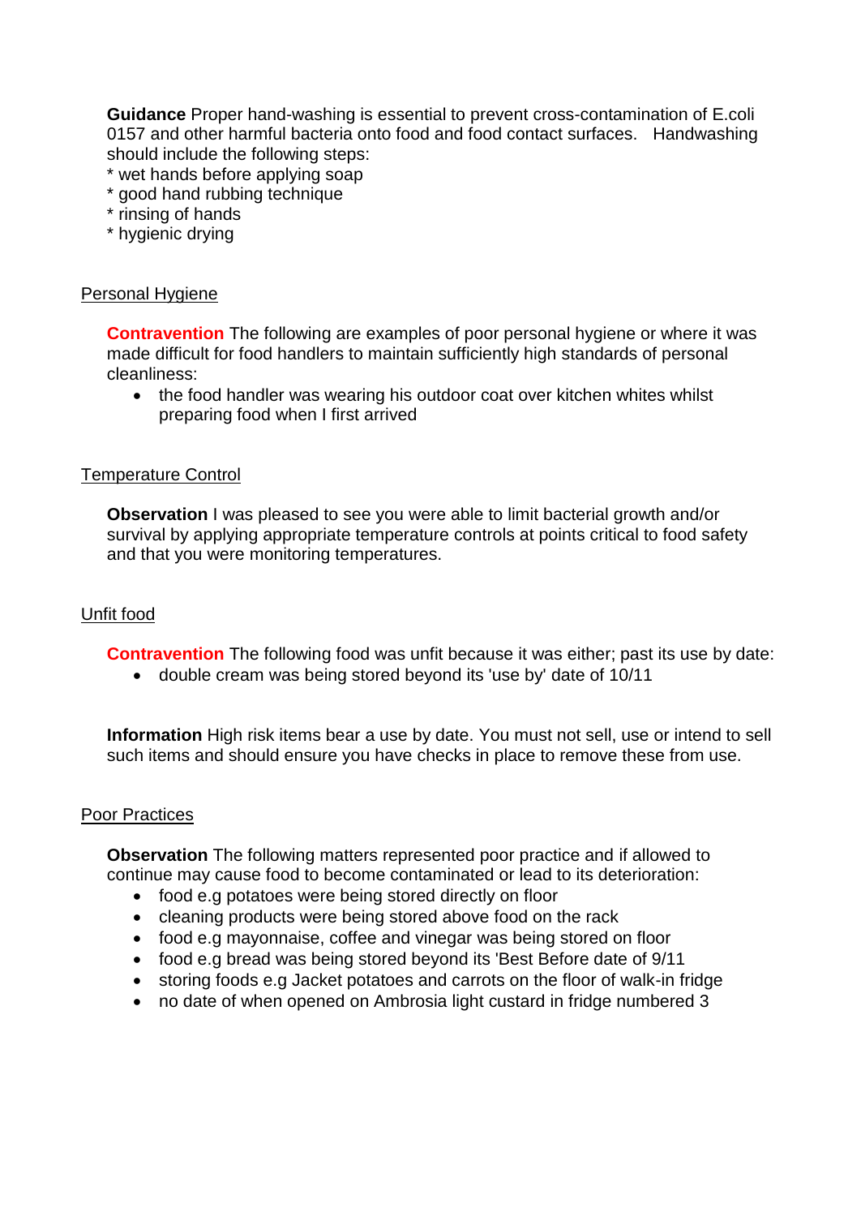**Guidance** Proper hand-washing is essential to prevent cross-contamination of E.coli 0157 and other harmful bacteria onto food and food contact surfaces. Handwashing should include the following steps:
* wet hands before applying soap
* good hand rubbing technique
* rinsing of hands
* hygienic drying

## Personal Hygiene

**Contravention** The following are examples of poor personal hygiene or where it was made difficult for food handlers to maintain sufficiently high standards of personal cleanliness:

- the food handler was wearing his outdoor coat over kitchen whites whilst preparing food when I first arrived

## Temperature Control

**Observation** I was pleased to see you were able to limit bacterial growth and/or survival by applying appropriate temperature controls at points critical to food safety and that you were monitoring temperatures.

## Unfit food

**Contravention** The following food was unfit because it was either; past its use by date:

- double cream was being stored beyond its 'use by' date of 10/11

**Information** High risk items bear a use by date. You must not sell, use or intend to sell such items and should ensure you have checks in place to remove these from use.

## Poor Practices

**Observation** The following matters represented poor practice and if allowed to continue may cause food to become contaminated or lead to its deterioration:

- food e.g potatoes were being stored directly on floor
- cleaning products were being stored above food on the rack
- food e.g mayonnaise, coffee and vinegar was being stored on floor
- food e.g bread was being stored beyond its 'Best Before date of 9/11
- storing foods e.g Jacket potatoes and carrots on the floor of walk-in fridge
- no date of when opened on Ambrosia light custard in fridge numbered 3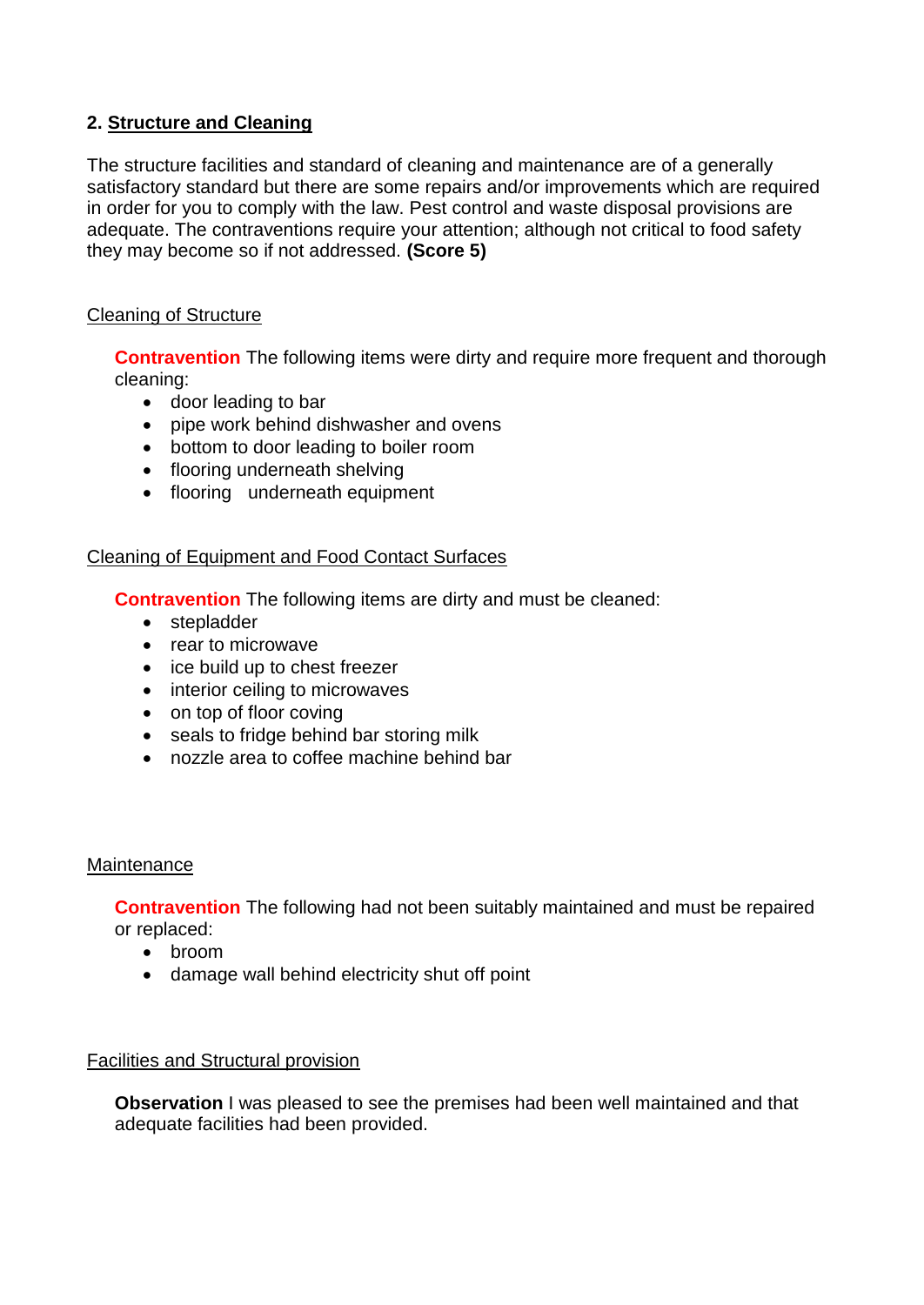## 2. Structure and Cleaning

The structure facilities and standard of cleaning and maintenance are of a generally satisfactory standard but there are some repairs and/or improvements which are required in order for you to comply with the law. Pest control and waste disposal provisions are adequate. The contraventions require your attention; although not critical to food safety they may become so if not addressed. **(Score 5)**

### Cleaning of Structure

**Contravention** The following items were dirty and require more frequent and thorough cleaning:

- door leading to bar
- pipe work behind dishwasher and ovens
- bottom to door leading to boiler room
- flooring underneath shelving
- flooring underneath equipment

### Cleaning of Equipment and Food Contact Surfaces

**Contravention** The following items are dirty and must be cleaned:

- stepladder
- rear to microwave
- ice build up to chest freezer
- interior ceiling to microwaves
- on top of floor coving
- seals to fridge behind bar storing milk
- nozzle area to coffee machine behind bar

### Maintenance

**Contravention** The following had not been suitably maintained and must be repaired or replaced:

- broom
- damage wall behind electricity shut off point

### Facilities and Structural provision

**Observation** I was pleased to see the premises had been well maintained and that adequate facilities had been provided.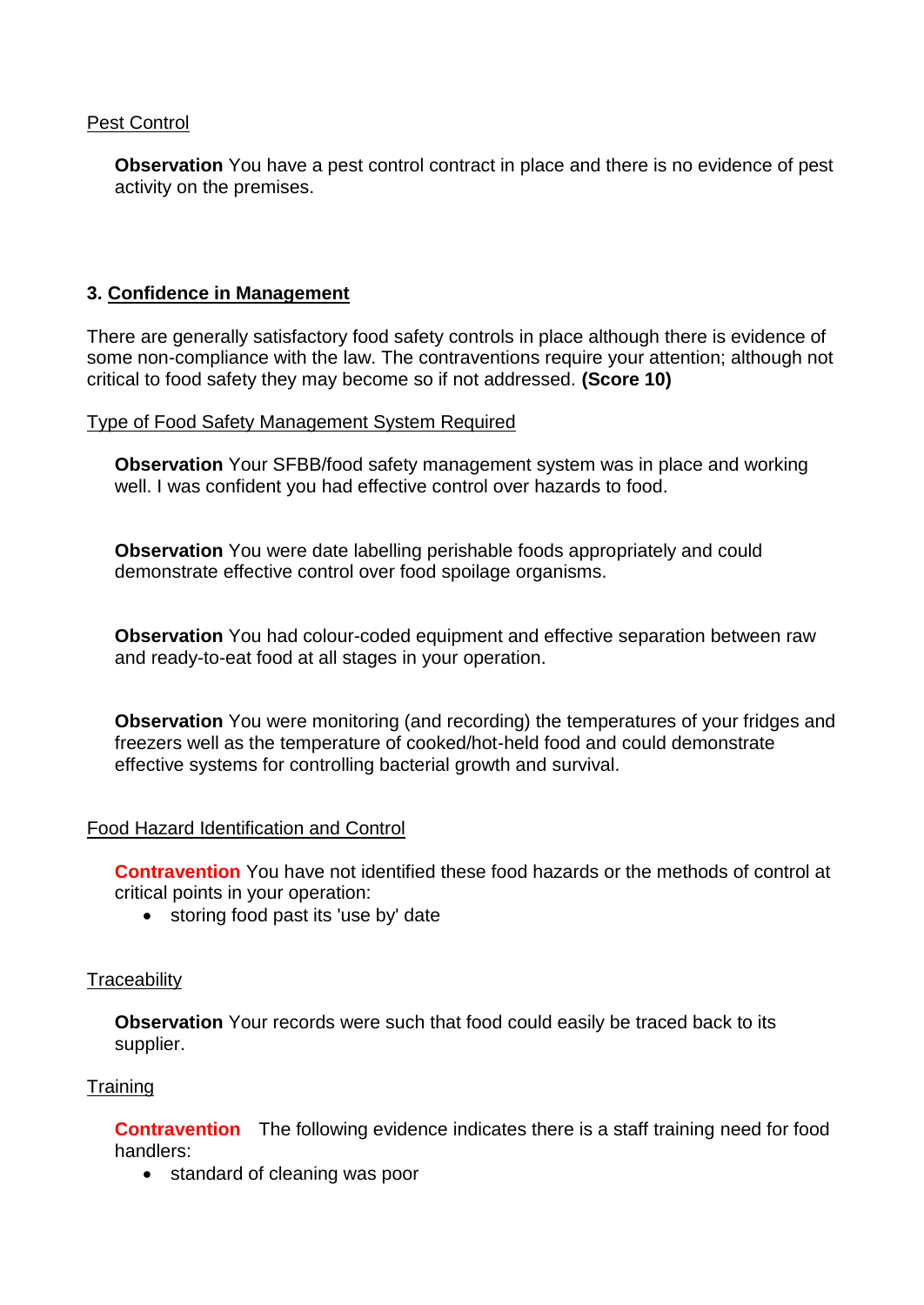Pest Control

**Observation** You have a pest control contract in place and there is no evidence of pest activity on the premises.

## 3. Confidence in Management

There are generally satisfactory food safety controls in place although there is evidence of some non-compliance with the law. The contraventions require your attention; although not critical to food safety they may become so if not addressed. **(Score 10)**

Type of Food Safety Management System Required

**Observation** Your SFBB/food safety management system was in place and working well. I was confident you had effective control over hazards to food.

**Observation** You were date labelling perishable foods appropriately and could demonstrate effective control over food spoilage organisms.

**Observation** You had colour-coded equipment and effective separation between raw and ready-to-eat food at all stages in your operation.

**Observation** You were monitoring (and recording) the temperatures of your fridges and freezers well as the temperature of cooked/hot-held food and could demonstrate effective systems for controlling bacterial growth and survival.

Food Hazard Identification and Control

**Contravention** You have not identified these food hazards or the methods of control at critical points in your operation:

- storing food past its 'use by' date

Traceability

**Observation** Your records were such that food could easily be traced back to its supplier.

Training

**Contravention** The following evidence indicates there is a staff training need for food handlers:

- standard of cleaning was poor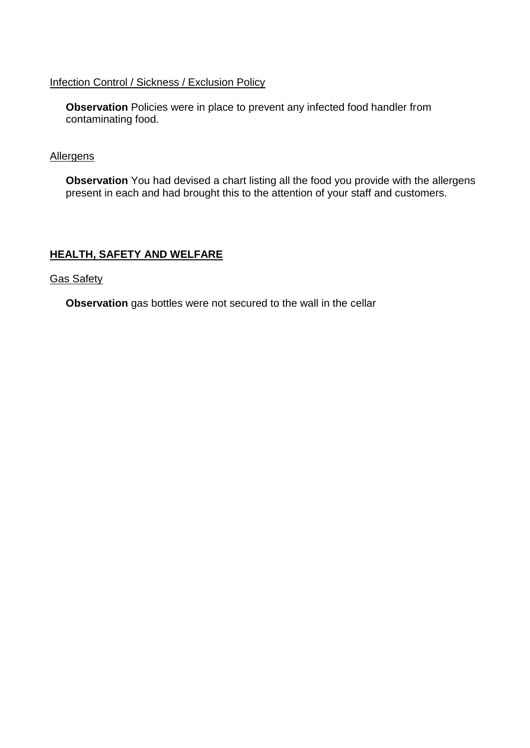Infection Control / Sickness / Exclusion Policy

**Observation** Policies were in place to prevent any infected food handler from contaminating food.

Allergens

**Observation** You had devised a chart listing all the food you provide with the allergens present in each and had brought this to the attention of your staff and customers.

## HEALTH, SAFETY AND WELFARE

Gas Safety

**Observation** gas bottles were not secured to the wall in the cellar